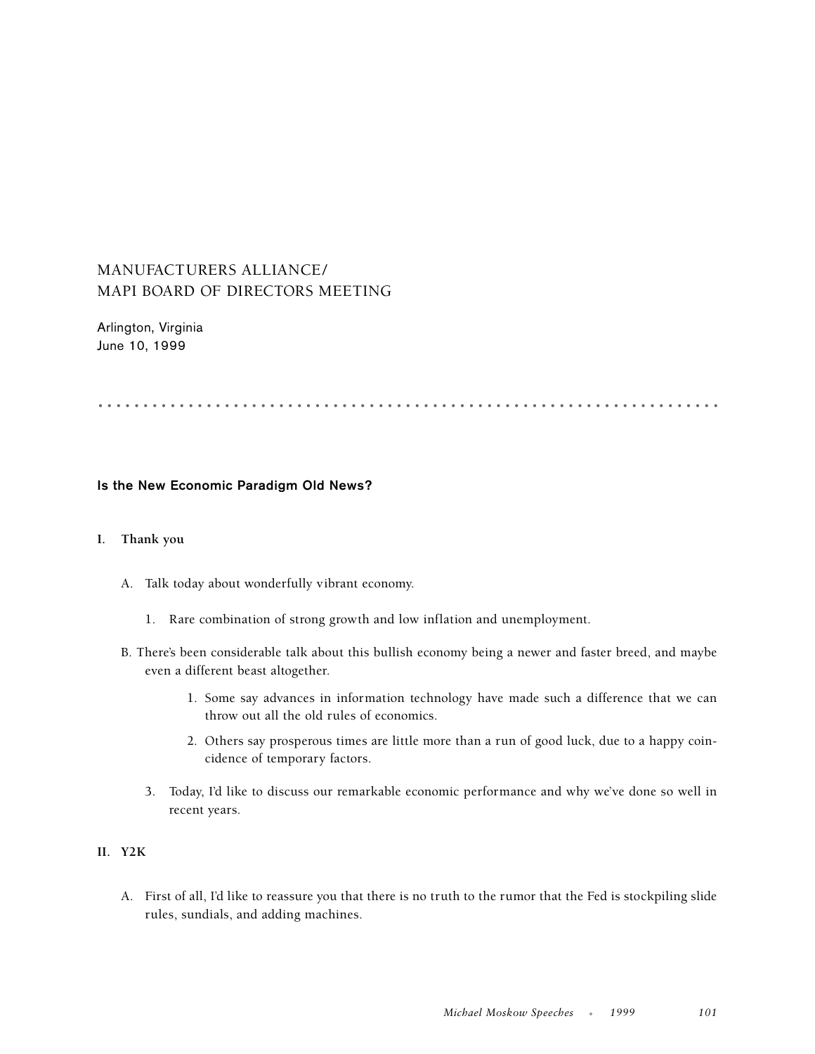# MANUFACTURERS ALLIANCE/ MAPI BOARD OF DIRECTORS MEETING

Arlington, Virginia
June 10, 1999

## Is the New Economic Paradigm Old News?

**I. Thank you**

A. Talk today about wonderfully vibrant economy.

1. Rare combination of strong growth and low inflation and unemployment.

B. There's been considerable talk about this bullish economy being a newer and faster breed, and maybe even a different beast altogether.

1. Some say advances in information technology have made such a difference that we can throw out all the old rules of economics.
2. Others say prosperous times are little more than a run of good luck, due to a happy coincidence of temporary factors.

3. Today, I'd like to discuss our remarkable economic performance and why we've done so well in recent years.

**II. Y2K**

A. First of all, I'd like to reassure you that there is no truth to the rumor that the Fed is stockpiling slide rules, sundials, and adding machines.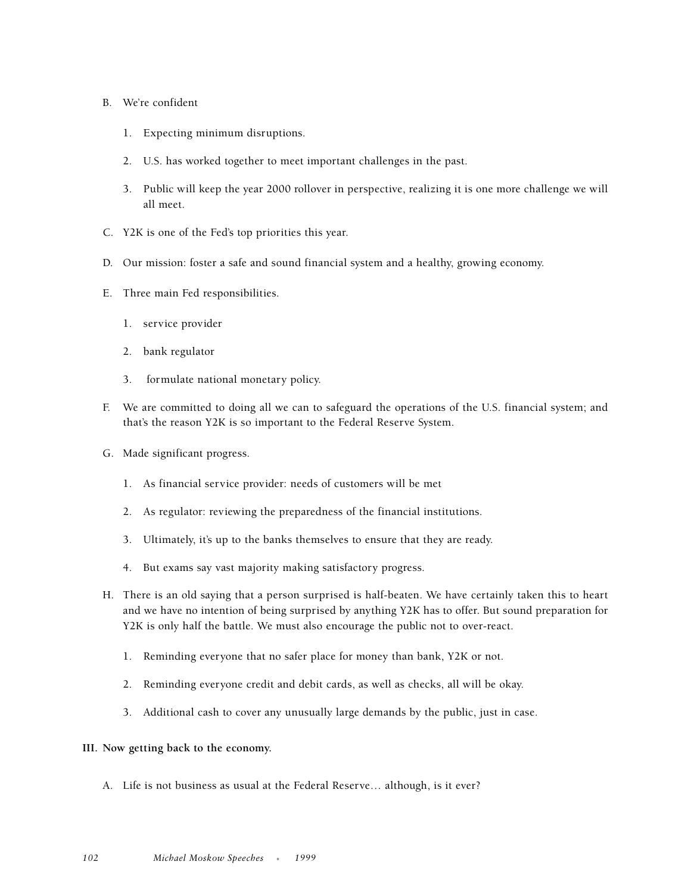B. We're confident

   1. Expecting minimum disruptions.

   2. U.S. has worked together to meet important challenges in the past.

   3. Public will keep the year 2000 rollover in perspective, realizing it is one more challenge we will all meet.

C. Y2K is one of the Fed's top priorities this year.

D. Our mission: foster a safe and sound financial system and a healthy, growing economy.

E. Three main Fed responsibilities.

   1. service provider

   2. bank regulator

   3. formulate national monetary policy.

F. We are committed to doing all we can to safeguard the operations of the U.S. financial system; and that's the reason Y2K is so important to the Federal Reserve System.

G. Made significant progress.

   1. As financial service provider: needs of customers will be met

   2. As regulator: reviewing the preparedness of the financial institutions.

   3. Ultimately, it's up to the banks themselves to ensure that they are ready.

   4. But exams say vast majority making satisfactory progress.

H. There is an old saying that a person surprised is half-beaten. We have certainly taken this to heart and we have no intention of being surprised by anything Y2K has to offer. But sound preparation for Y2K is only half the battle. We must also encourage the public not to over-react.

   1. Reminding everyone that no safer place for money than bank, Y2K or not.

   2. Reminding everyone credit and debit cards, as well as checks, all will be okay.

   3. Additional cash to cover any unusually large demands by the public, just in case.

**III. Now getting back to the economy.**

A. Life is not business as usual at the Federal Reserve… although, is it ever?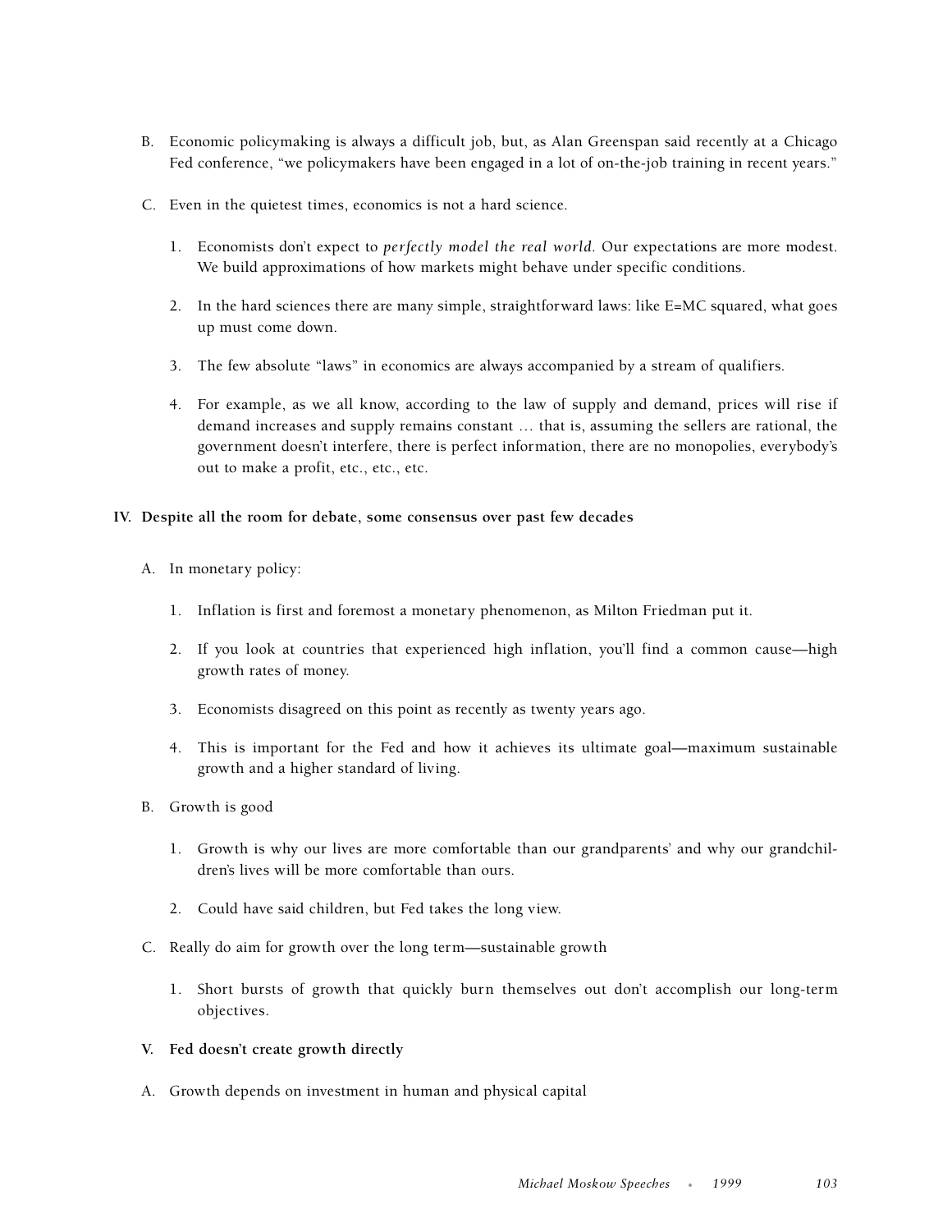B. Economic policymaking is always a difficult job, but, as Alan Greenspan said recently at a Chicago Fed conference, "we policymakers have been engaged in a lot of on-the-job training in recent years."

C. Even in the quietest times, economics is not a hard science.

1. Economists don't expect to *perfectly model the real world.* Our expectations are more modest. We build approximations of how markets might behave under specific conditions.

2. In the hard sciences there are many simple, straightforward laws: like E=MC squared, what goes up must come down.

3. The few absolute "laws" in economics are always accompanied by a stream of qualifiers.

4. For example, as we all know, according to the law of supply and demand, prices will rise if demand increases and supply remains constant … that is, assuming the sellers are rational, the government doesn't interfere, there is perfect information, there are no monopolies, everybody's out to make a profit, etc., etc., etc.

**IV. Despite all the room for debate, some consensus over past few decades**

A. In monetary policy:

1. Inflation is first and foremost a monetary phenomenon, as Milton Friedman put it.

2. If you look at countries that experienced high inflation, you'll find a common cause—high growth rates of money.

3. Economists disagreed on this point as recently as twenty years ago.

4. This is important for the Fed and how it achieves its ultimate goal—maximum sustainable growth and a higher standard of living.

B. Growth is good

1. Growth is why our lives are more comfortable than our grandparents' and why our grandchildren's lives will be more comfortable than ours.

2. Could have said children, but Fed takes the long view.

C. Really do aim for growth over the long term—sustainable growth

1. Short bursts of growth that quickly burn themselves out don't accomplish our long-term objectives.

**V. Fed doesn't create growth directly**

A. Growth depends on investment in human and physical capital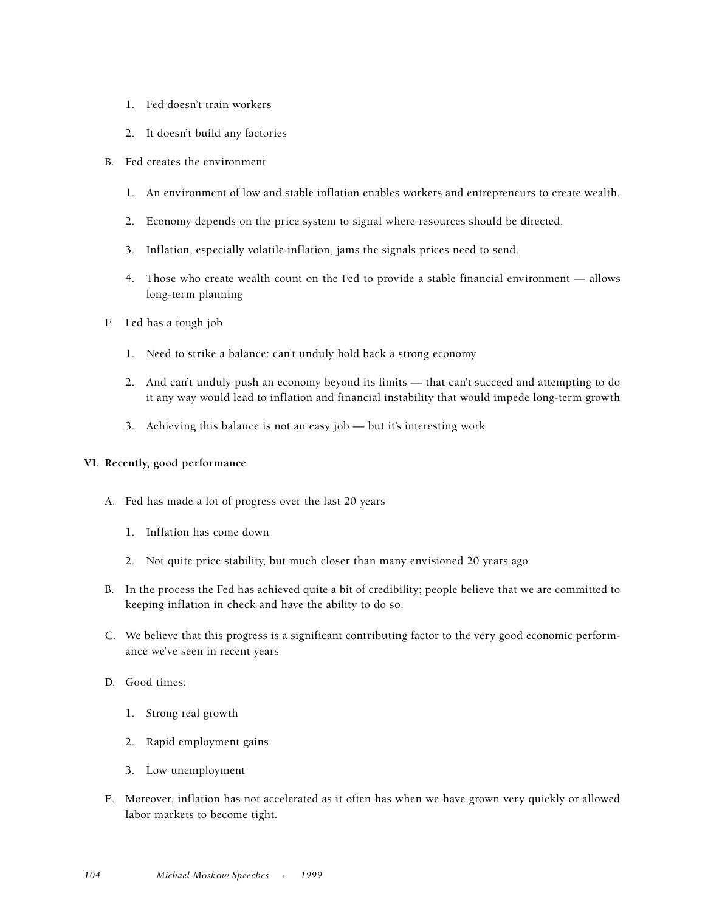1. Fed doesn't train workers

2. It doesn't build any factories

B. Fed creates the environment

1. An environment of low and stable inflation enables workers and entrepreneurs to create wealth.

2. Economy depends on the price system to signal where resources should be directed.

3. Inflation, especially volatile inflation, jams the signals prices need to send.

4. Those who create wealth count on the Fed to provide a stable financial environment — allows long-term planning

F. Fed has a tough job

1. Need to strike a balance: can't unduly hold back a strong economy

2. And can't unduly push an economy beyond its limits — that can't succeed and attempting to do it any way would lead to inflation and financial instability that would impede long-term growth

3. Achieving this balance is not an easy job — but it's interesting work

**VI. Recently, good performance**

A. Fed has made a lot of progress over the last 20 years

1. Inflation has come down

2. Not quite price stability, but much closer than many envisioned 20 years ago

B. In the process the Fed has achieved quite a bit of credibility; people believe that we are committed to keeping inflation in check and have the ability to do so.

C. We believe that this progress is a significant contributing factor to the very good economic performance we've seen in recent years

D. Good times:

1. Strong real growth

2. Rapid employment gains

3. Low unemployment

E. Moreover, inflation has not accelerated as it often has when we have grown very quickly or allowed labor markets to become tight.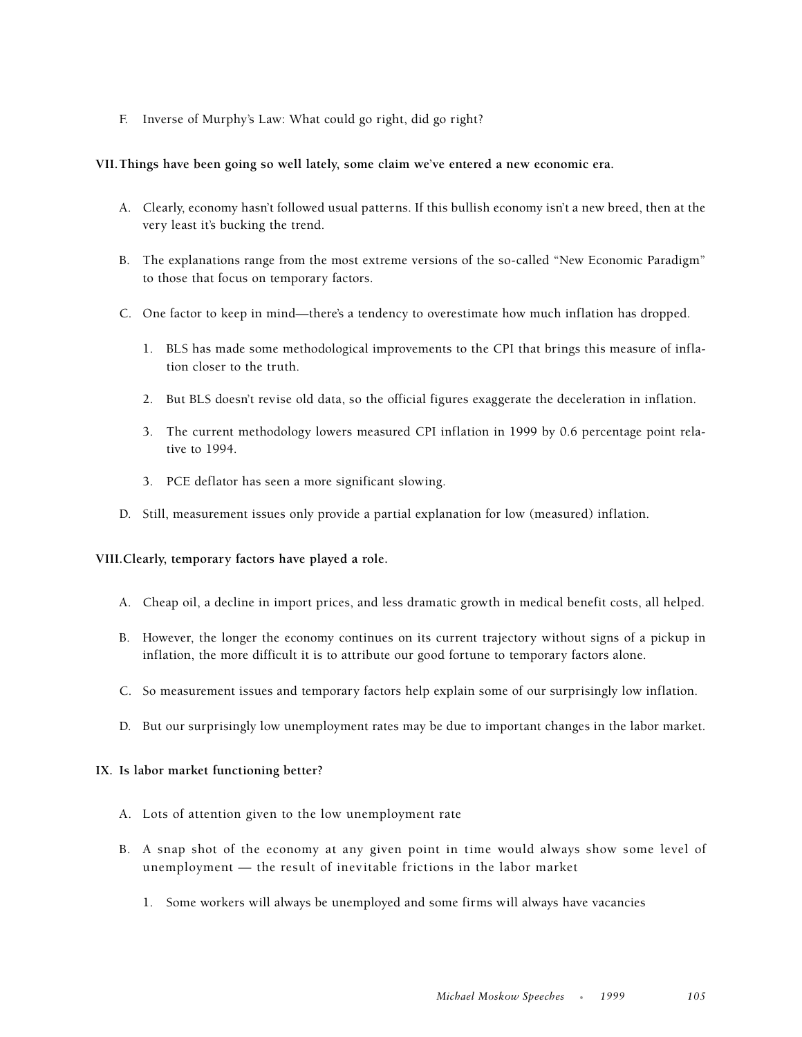F. Inverse of Murphy's Law: What could go right, did go right?

**VII. Things have been going so well lately, some claim we've entered a new economic era.**

A. Clearly, economy hasn't followed usual patterns. If this bullish economy isn't a new breed, then at the very least it's bucking the trend.

B. The explanations range from the most extreme versions of the so-called "New Economic Paradigm" to those that focus on temporary factors.

C. One factor to keep in mind—there's a tendency to overestimate how much inflation has dropped.

   1. BLS has made some methodological improvements to the CPI that brings this measure of inflation closer to the truth.

   2. But BLS doesn't revise old data, so the official figures exaggerate the deceleration in inflation.

   3. The current methodology lowers measured CPI inflation in 1999 by 0.6 percentage point relative to 1994.

   3. PCE deflator has seen a more significant slowing.

D. Still, measurement issues only provide a partial explanation for low (measured) inflation.

**VIII. Clearly, temporary factors have played a role.**

A. Cheap oil, a decline in import prices, and less dramatic growth in medical benefit costs, all helped.

B. However, the longer the economy continues on its current trajectory without signs of a pickup in inflation, the more difficult it is to attribute our good fortune to temporary factors alone.

C. So measurement issues and temporary factors help explain some of our surprisingly low inflation.

D. But our surprisingly low unemployment rates may be due to important changes in the labor market.

**IX. Is labor market functioning better?**

A. Lots of attention given to the low unemployment rate

B. A snap shot of the economy at any given point in time would always show some level of unemployment — the result of inevitable frictions in the labor market

   1. Some workers will always be unemployed and some firms will always have vacancies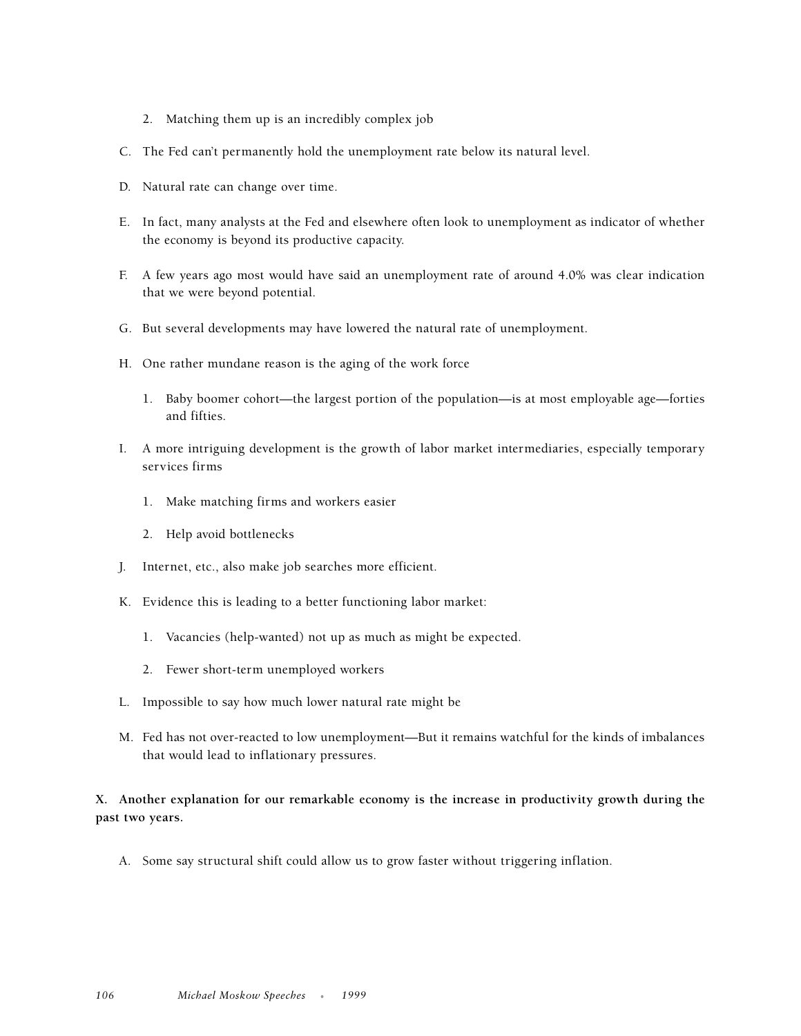2. Matching them up is an incredibly complex job

C. The Fed can't permanently hold the unemployment rate below its natural level.

D. Natural rate can change over time.

E. In fact, many analysts at the Fed and elsewhere often look to unemployment as indicator of whether the economy is beyond its productive capacity.

F. A few years ago most would have said an unemployment rate of around 4.0% was clear indication that we were beyond potential.

G. But several developments may have lowered the natural rate of unemployment.

H. One rather mundane reason is the aging of the work force

   1. Baby boomer cohort—the largest portion of the population—is at most employable age—forties and fifties.

I. A more intriguing development is the growth of labor market intermediaries, especially temporary services firms

   1. Make matching firms and workers easier

   2. Help avoid bottlenecks

J. Internet, etc., also make job searches more efficient.

K. Evidence this is leading to a better functioning labor market:

   1. Vacancies (help-wanted) not up as much as might be expected.

   2. Fewer short-term unemployed workers

L. Impossible to say how much lower natural rate might be

M. Fed has not over-reacted to low unemployment—But it remains watchful for the kinds of imbalances that would lead to inflationary pressures.

**X. Another explanation for our remarkable economy is the increase in productivity growth during the past two years.**

A. Some say structural shift could allow us to grow faster without triggering inflation.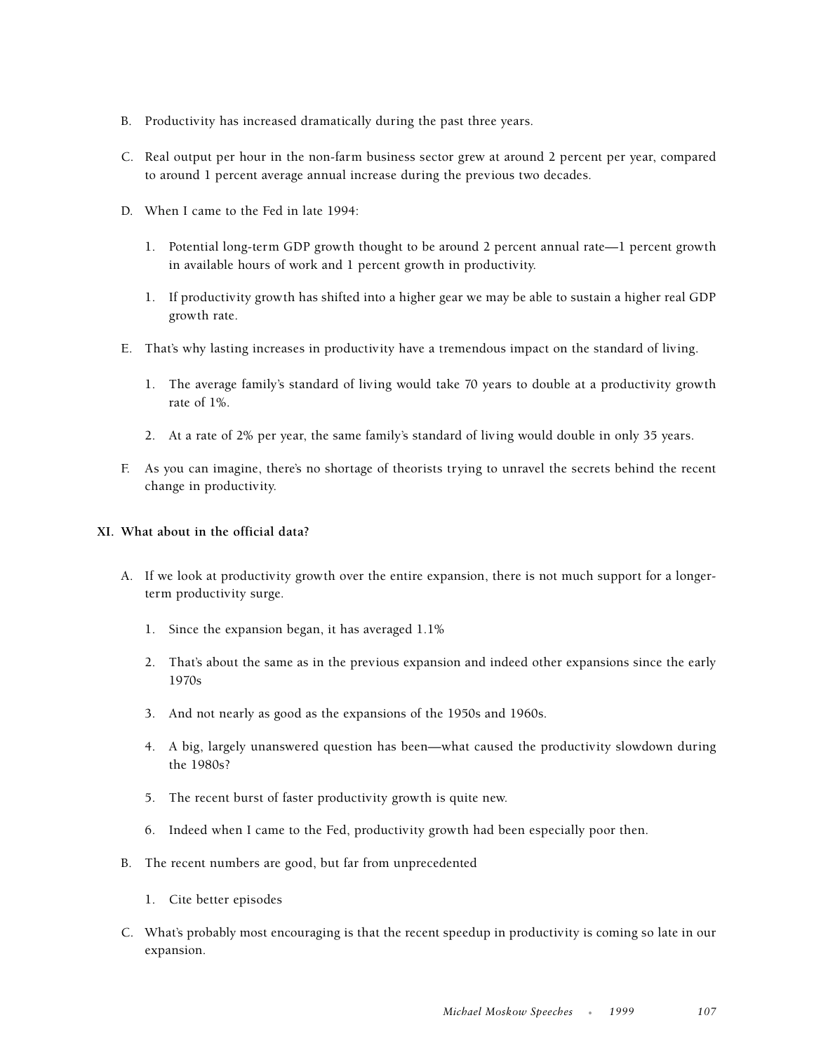B. Productivity has increased dramatically during the past three years.

C. Real output per hour in the non-farm business sector grew at around 2 percent per year, compared to around 1 percent average annual increase during the previous two decades.

D. When I came to the Fed in late 1994:

   1. Potential long-term GDP growth thought to be around 2 percent annual rate—1 percent growth in available hours of work and 1 percent growth in productivity.

   1. If productivity growth has shifted into a higher gear we may be able to sustain a higher real GDP growth rate.

E. That's why lasting increases in productivity have a tremendous impact on the standard of living.

   1. The average family's standard of living would take 70 years to double at a productivity growth rate of 1%.

   2. At a rate of 2% per year, the same family's standard of living would double in only 35 years.

F. As you can imagine, there's no shortage of theorists trying to unravel the secrets behind the recent change in productivity.

**XI. What about in the official data?**

A. If we look at productivity growth over the entire expansion, there is not much support for a longer-term productivity surge.

   1. Since the expansion began, it has averaged 1.1%

   2. That's about the same as in the previous expansion and indeed other expansions since the early 1970s

   3. And not nearly as good as the expansions of the 1950s and 1960s.

   4. A big, largely unanswered question has been—what caused the productivity slowdown during the 1980s?

   5. The recent burst of faster productivity growth is quite new.

   6. Indeed when I came to the Fed, productivity growth had been especially poor then.

B. The recent numbers are good, but far from unprecedented

   1. Cite better episodes

C. What's probably most encouraging is that the recent speedup in productivity is coming so late in our expansion.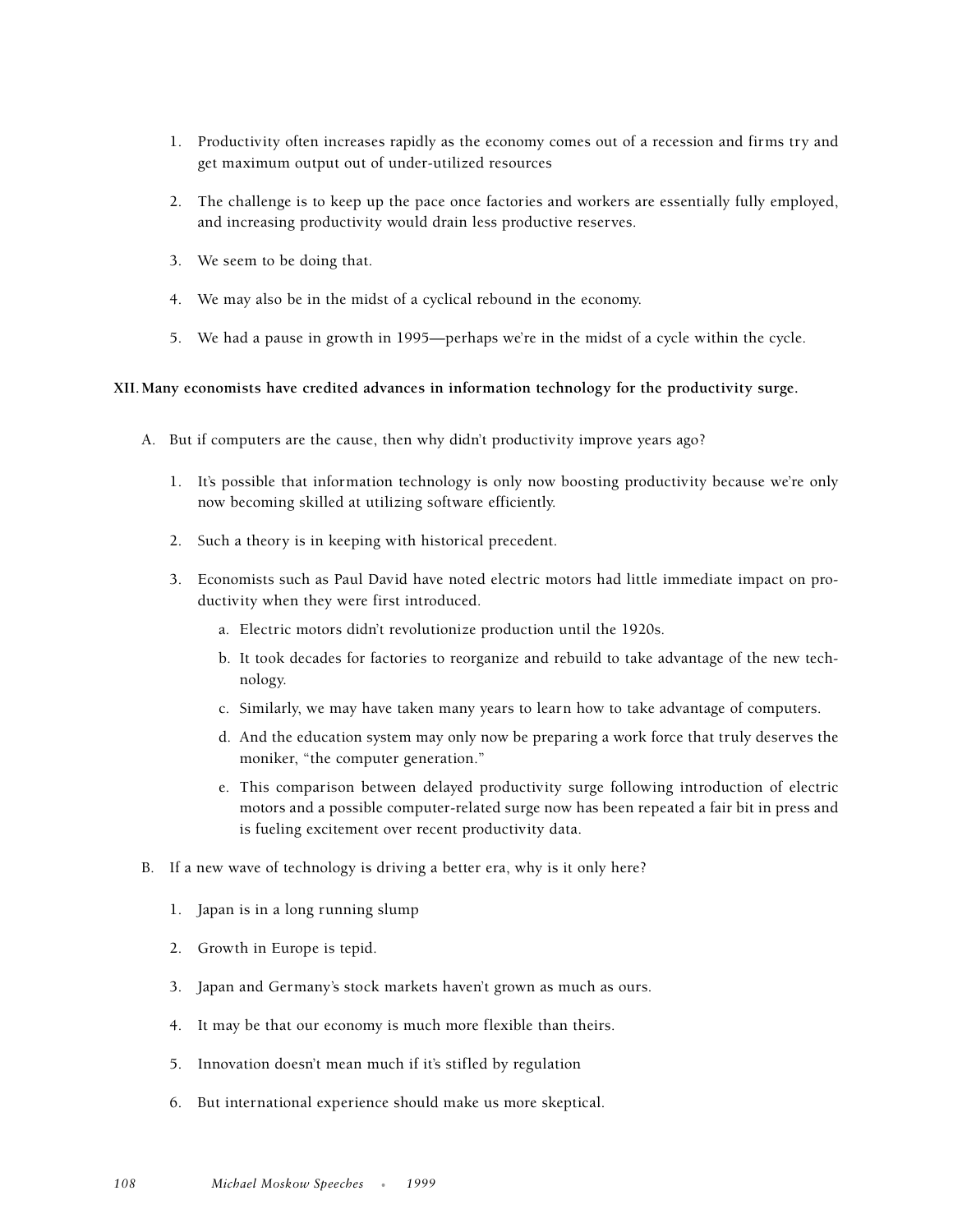1. Productivity often increases rapidly as the economy comes out of a recession and firms try and get maximum output out of under-utilized resources

2. The challenge is to keep up the pace once factories and workers are essentially fully employed, and increasing productivity would drain less productive reserves.

3. We seem to be doing that.

4. We may also be in the midst of a cyclical rebound in the economy.

5. We had a pause in growth in 1995—perhaps we're in the midst of a cycle within the cycle.

**XII. Many economists have credited advances in information technology for the productivity surge.**

A. But if computers are the cause, then why didn't productivity improve years ago?

   1. It's possible that information technology is only now boosting productivity because we're only now becoming skilled at utilizing software efficiently.

   2. Such a theory is in keeping with historical precedent.

   3. Economists such as Paul David have noted electric motors had little immediate impact on productivity when they were first introduced.

      a. Electric motors didn't revolutionize production until the 1920s.

      b. It took decades for factories to reorganize and rebuild to take advantage of the new technology.

      c. Similarly, we may have taken many years to learn how to take advantage of computers.

      d. And the education system may only now be preparing a work force that truly deserves the moniker, "the computer generation."

      e. This comparison between delayed productivity surge following introduction of electric motors and a possible computer-related surge now has been repeated a fair bit in press and is fueling excitement over recent productivity data.

B. If a new wave of technology is driving a better era, why is it only here?

   1. Japan is in a long running slump

   2. Growth in Europe is tepid.

   3. Japan and Germany's stock markets haven't grown as much as ours.

   4. It may be that our economy is much more flexible than theirs.

   5. Innovation doesn't mean much if it's stifled by regulation

   6. But international experience should make us more skeptical.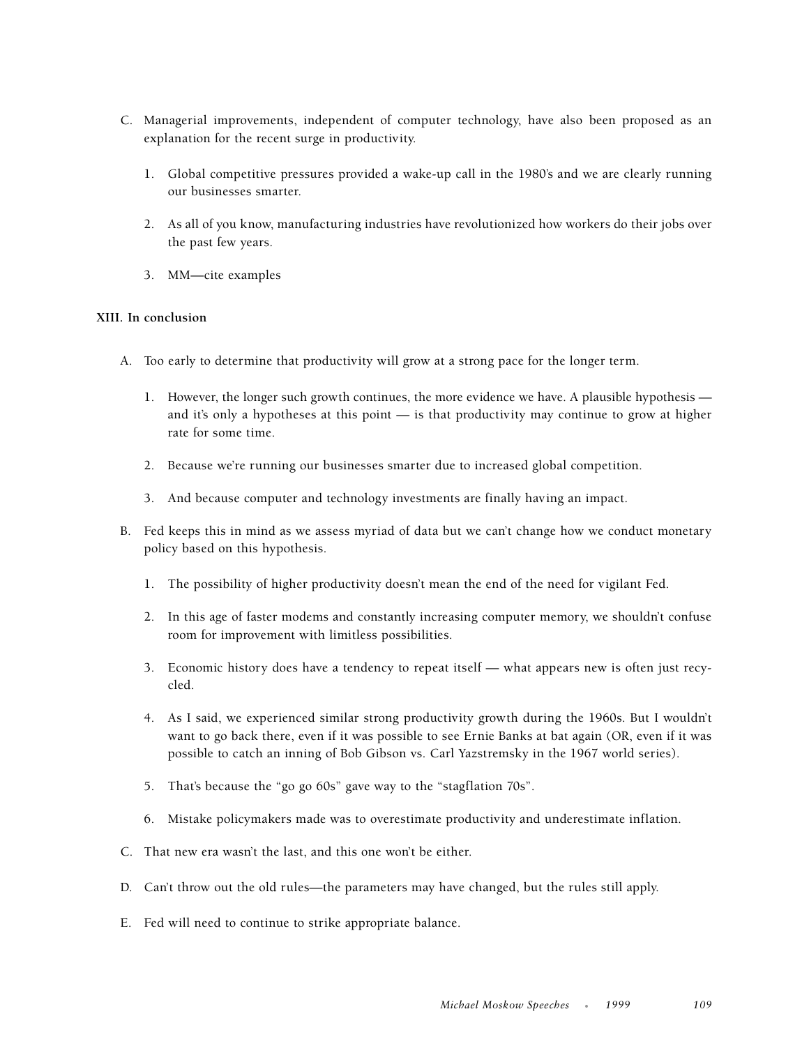C. Managerial improvements, independent of computer technology, have also been proposed as an explanation for the recent surge in productivity.

   1. Global competitive pressures provided a wake-up call in the 1980's and we are clearly running our businesses smarter.

   2. As all of you know, manufacturing industries have revolutionized how workers do their jobs over the past few years.

   3. MM—cite examples

**XIII. In conclusion**

A. Too early to determine that productivity will grow at a strong pace for the longer term.

   1. However, the longer such growth continues, the more evidence we have. A plausible hypothesis — and it's only a hypotheses at this point — is that productivity may continue to grow at higher rate for some time.

   2. Because we're running our businesses smarter due to increased global competition.

   3. And because computer and technology investments are finally having an impact.

B. Fed keeps this in mind as we assess myriad of data but we can't change how we conduct monetary policy based on this hypothesis.

   1. The possibility of higher productivity doesn't mean the end of the need for vigilant Fed.

   2. In this age of faster modems and constantly increasing computer memory, we shouldn't confuse room for improvement with limitless possibilities.

   3. Economic history does have a tendency to repeat itself — what appears new is often just recycled.

   4. As I said, we experienced similar strong productivity growth during the 1960s. But I wouldn't want to go back there, even if it was possible to see Ernie Banks at bat again (OR, even if it was possible to catch an inning of Bob Gibson vs. Carl Yazstremsky in the 1967 world series).

   5. That's because the "go go 60s" gave way to the "stagflation 70s".

   6. Mistake policymakers made was to overestimate productivity and underestimate inflation.

C. That new era wasn't the last, and this one won't be either.

D. Can't throw out the old rules—the parameters may have changed, but the rules still apply.

E. Fed will need to continue to strike appropriate balance.